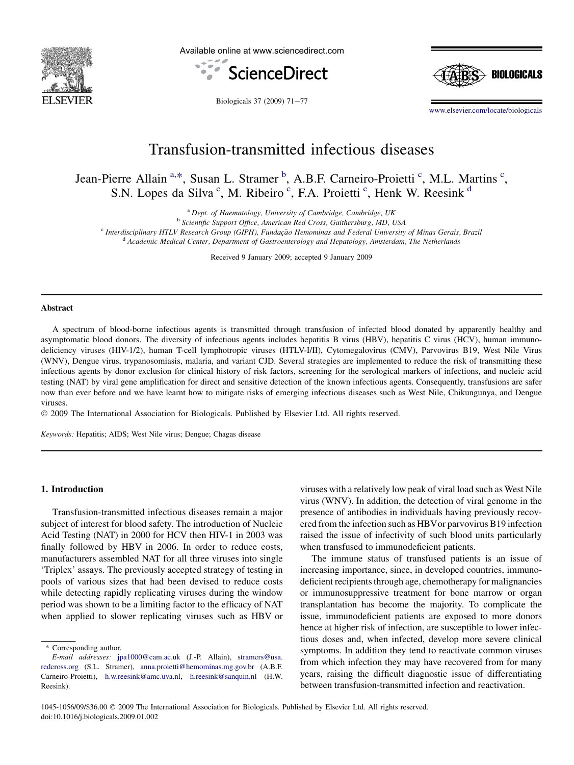# Transfusion-transmitted infectious diseases

Jean-Pierre Allain [a,*], Susan L. Stramer [b], A.B.F. Carneiro-Proietti [c], M.L. Martins [c], S.N. Lopes da Silva [c], M. Ribeiro [c], F.A. Proietti [c], Henk W. Reesink [d]

[a] Dept. of Haematology, University of Cambridge, Cambridge, UK
[b] Scientific Support Office, American Red Cross, Gaithersburg, MD, USA
[c] Interdisciplinary HTLV Research Group (GIPH), Fundação Hemominas and Federal University of Minas Gerais, Brazil
[d] Academic Medical Center, Department of Gastroenterology and Hepatology, Amsterdam, The Netherlands

Received 9 January 2009; accepted 9 January 2009

## Abstract

A spectrum of blood-borne infectious agents is transmitted through transfusion of infected blood donated by apparently healthy and asymptomatic blood donors. The diversity of infectious agents includes hepatitis B virus (HBV), hepatitis C virus (HCV), human immunodeficiency viruses (HIV-1/2), human T-cell lymphotropic viruses (HTLV-I/II), Cytomegalovirus (CMV), Parvovirus B19, West Nile Virus (WNV), Dengue virus, trypanosomiasis, malaria, and variant CJD. Several strategies are implemented to reduce the risk of transmitting these infectious agents by donor exclusion for clinical history of risk factors, screening for the serological markers of infections, and nucleic acid testing (NAT) by viral gene amplification for direct and sensitive detection of the known infectious agents. Consequently, transfusions are safer now than ever before and we have learnt how to mitigate risks of emerging infectious diseases such as West Nile, Chikungunya, and Dengue viruses.

© 2009 The International Association for Biologicals. Published by Elsevier Ltd. All rights reserved.

*Keywords:* Hepatitis; AIDS; West Nile virus; Dengue; Chagas disease

## 1. Introduction

Transfusion-transmitted infectious diseases remain a major subject of interest for blood safety. The introduction of Nucleic Acid Testing (NAT) in 2000 for HCV then HIV-1 in 2003 was finally followed by HBV in 2006. In order to reduce costs, manufacturers assembled NAT for all three viruses into single 'Triplex' assays. The previously accepted strategy of testing in pools of various sizes that had been devised to reduce costs while detecting rapidly replicating viruses during the window period was shown to be a limiting factor to the efficacy of NAT when applied to slower replicating viruses such as HBV or viruses with a relatively low peak of viral load such as West Nile virus (WNV). In addition, the detection of viral genome in the presence of antibodies in individuals having previously recovered from the infection such as HBV or parvovirus B19 infection raised the issue of infectivity of such blood units particularly when transfused to immunodeficient patients.

The immune status of transfused patients is an issue of increasing importance, since, in developed countries, immunodeficient recipients through age, chemotherapy for malignancies or immunosuppressive treatment for bone marrow or organ transplantation has become the majority. To complicate the issue, immunodeficient patients are exposed to more donors hence at higher risk of infection, are susceptible to lower infectious doses and, when infected, develop more severe clinical symptoms. In addition they tend to reactivate common viruses from which infection they may have recovered from for many years, raising the difficult diagnostic issue of differentiating between transfusion-transmitted infection and reactivation.

\* Corresponding author.
*E-mail addresses:* jpa1000@cam.ac.uk (J.-P. Allain), stramers@usa.redcross.org (S.L. Stramer), anna.proietti@hemominas.mg.gov.br (A.B.F. Carneiro-Proietti), h.w.reesink@amc.uva.nl, h.reesink@sanquin.nl (H.W. Reesink).

1045-1056/09/$36.00 © 2009 The International Association for Biologicals. Published by Elsevier Ltd. All rights reserved.
doi:10.1016/j.biologicals.2009.01.002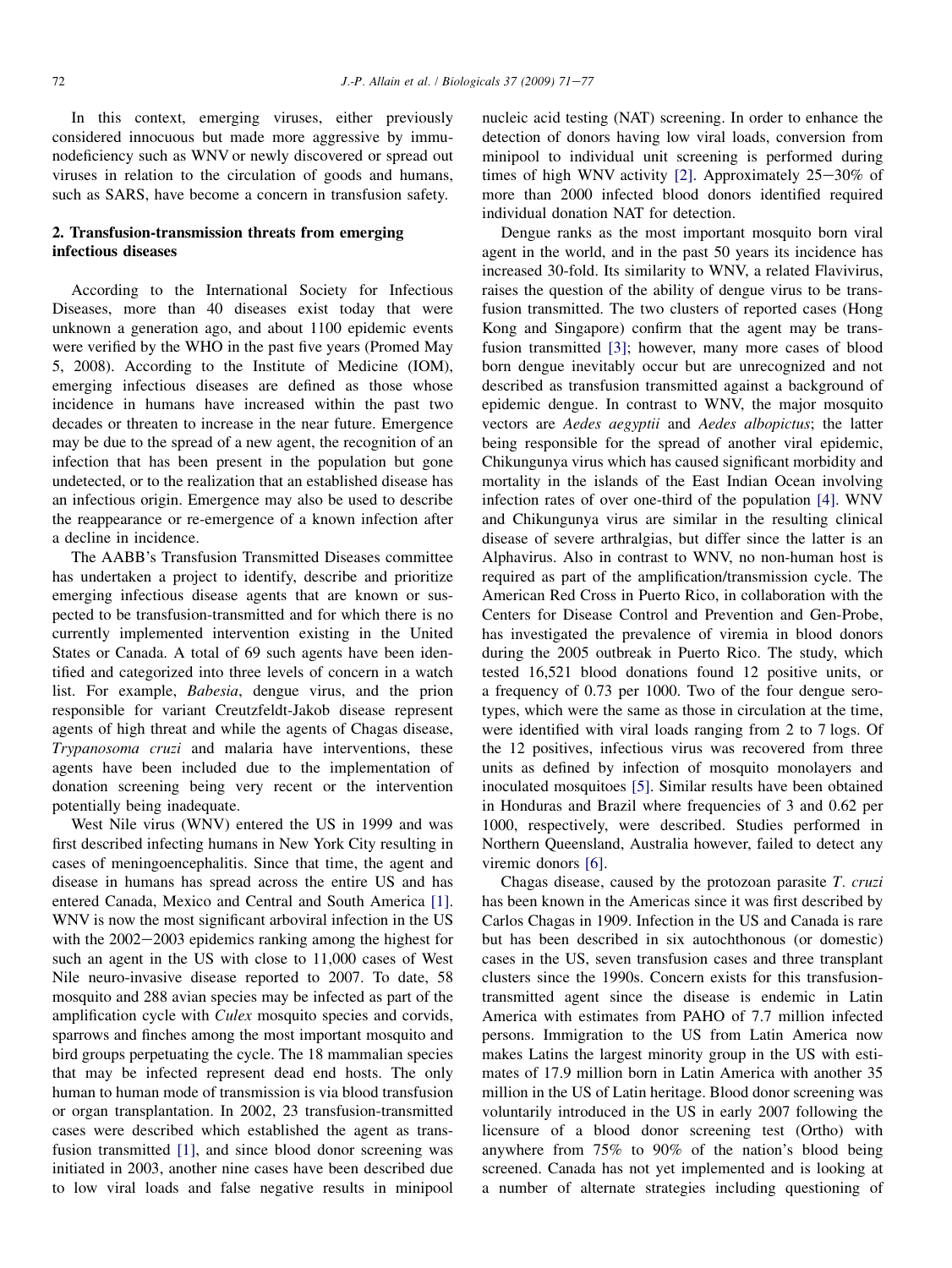In this context, emerging viruses, either previously considered innocuous but made more aggressive by immunodeficiency such as WNV or newly discovered or spread out viruses in relation to the circulation of goods and humans, such as SARS, have become a concern in transfusion safety.

## 2. Transfusion-transmission threats from emerging infectious diseases

According to the International Society for Infectious Diseases, more than 40 diseases exist today that were unknown a generation ago, and about 1100 epidemic events were verified by the WHO in the past five years (Promed May 5, 2008). According to the Institute of Medicine (IOM), emerging infectious diseases are defined as those whose incidence in humans have increased within the past two decades or threaten to increase in the near future. Emergence may be due to the spread of a new agent, the recognition of an infection that has been present in the population but gone undetected, or to the realization that an established disease has an infectious origin. Emergence may also be used to describe the reappearance or re-emergence of a known infection after a decline in incidence.

The AABB's Transfusion Transmitted Diseases committee has undertaken a project to identify, describe and prioritize emerging infectious disease agents that are known or suspected to be transfusion-transmitted and for which there is no currently implemented intervention existing in the United States or Canada. A total of 69 such agents have been identified and categorized into three levels of concern in a watch list. For example, *Babesia*, dengue virus, and the prion responsible for variant Creutzfeldt-Jakob disease represent agents of high threat and while the agents of Chagas disease, *Trypanosoma cruzi* and malaria have interventions, these agents have been included due to the implementation of donation screening being very recent or the intervention potentially being inadequate.

West Nile virus (WNV) entered the US in 1999 and was first described infecting humans in New York City resulting in cases of meningoencephalitis. Since that time, the agent and disease in humans has spread across the entire US and has entered Canada, Mexico and Central and South America [1]. WNV is now the most significant arboviral infection in the US with the 2002–2003 epidemics ranking among the highest for such an agent in the US with close to 11,000 cases of West Nile neuro-invasive disease reported to 2007. To date, 58 mosquito and 288 avian species may be infected as part of the amplification cycle with *Culex* mosquito species and corvids, sparrows and finches among the most important mosquito and bird groups perpetuating the cycle. The 18 mammalian species that may be infected represent dead end hosts. The only human to human mode of transmission is via blood transfusion or organ transplantation. In 2002, 23 transfusion-transmitted cases were described which established the agent as transfusion transmitted [1], and since blood donor screening was initiated in 2003, another nine cases have been described due to low viral loads and false negative results in minipool nucleic acid testing (NAT) screening. In order to enhance the detection of donors having low viral loads, conversion from minipool to individual unit screening is performed during times of high WNV activity [2]. Approximately 25–30% of more than 2000 infected blood donors identified required individual donation NAT for detection.

Dengue ranks as the most important mosquito born viral agent in the world, and in the past 50 years its incidence has increased 30-fold. Its similarity to WNV, a related Flavivirus, raises the question of the ability of dengue virus to be transfusion transmitted. The two clusters of reported cases (Hong Kong and Singapore) confirm that the agent may be transfusion transmitted [3]; however, many more cases of blood born dengue inevitably occur but are unrecognized and not described as transfusion transmitted against a background of epidemic dengue. In contrast to WNV, the major mosquito vectors are *Aedes aegyptii* and *Aedes albopictus*; the latter being responsible for the spread of another viral epidemic, Chikungunya virus which has caused significant morbidity and mortality in the islands of the East Indian Ocean involving infection rates of over one-third of the population [4]. WNV and Chikungunya virus are similar in the resulting clinical disease of severe arthralgias, but differ since the latter is an Alphavirus. Also in contrast to WNV, no non-human host is required as part of the amplification/transmission cycle. The American Red Cross in Puerto Rico, in collaboration with the Centers for Disease Control and Prevention and Gen-Probe, has investigated the prevalence of viremia in blood donors during the 2005 outbreak in Puerto Rico. The study, which tested 16,521 blood donations found 12 positive units, or a frequency of 0.73 per 1000. Two of the four dengue serotypes, which were the same as those in circulation at the time, were identified with viral loads ranging from 2 to 7 logs. Of the 12 positives, infectious virus was recovered from three units as defined by infection of mosquito monolayers and inoculated mosquitoes [5]. Similar results have been obtained in Honduras and Brazil where frequencies of 3 and 0.62 per 1000, respectively, were described. Studies performed in Northern Queensland, Australia however, failed to detect any viremic donors [6].

Chagas disease, caused by the protozoan parasite *T. cruzi* has been known in the Americas since it was first described by Carlos Chagas in 1909. Infection in the US and Canada is rare but has been described in six autochthonous (or domestic) cases in the US, seven transfusion cases and three transplant clusters since the 1990s. Concern exists for this transfusion-transmitted agent since the disease is endemic in Latin America with estimates from PAHO of 7.7 million infected persons. Immigration to the US from Latin America now makes Latins the largest minority group in the US with estimates of 17.9 million born in Latin America with another 35 million in the US of Latin heritage. Blood donor screening was voluntarily introduced in the US in early 2007 following the licensure of a blood donor screening test (Ortho) with anywhere from 75% to 90% of the nation's blood being screened. Canada has not yet implemented and is looking at a number of alternate strategies including questioning of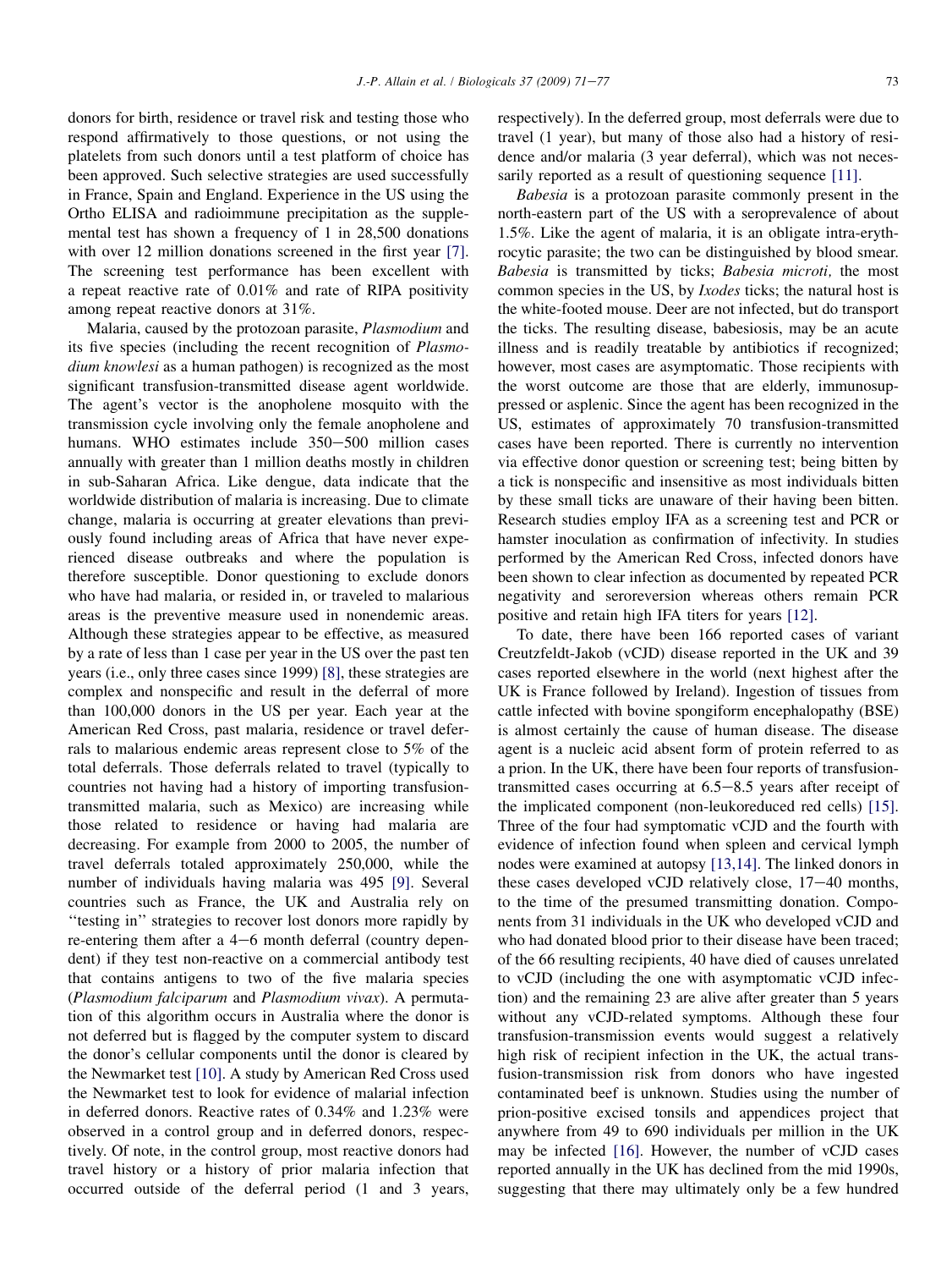donors for birth, residence or travel risk and testing those who respond affirmatively to those questions, or not using the platelets from such donors until a test platform of choice has been approved. Such selective strategies are used successfully in France, Spain and England. Experience in the US using the Ortho ELISA and radioimmune precipitation as the supplemental test has shown a frequency of 1 in 28,500 donations with over 12 million donations screened in the first year [7]. The screening test performance has been excellent with a repeat reactive rate of 0.01% and rate of RIPA positivity among repeat reactive donors at 31%.

Malaria, caused by the protozoan parasite, *Plasmodium* and its five species (including the recent recognition of *Plasmodium knowlesi* as a human pathogen) is recognized as the most significant transfusion-transmitted disease agent worldwide. The agent's vector is the anopholene mosquito with the transmission cycle involving only the female anopholene and humans. WHO estimates include 350–500 million cases annually with greater than 1 million deaths mostly in children in sub-Saharan Africa. Like dengue, data indicate that the worldwide distribution of malaria is increasing. Due to climate change, malaria is occurring at greater elevations than previously found including areas of Africa that have never experienced disease outbreaks and where the population is therefore susceptible. Donor questioning to exclude donors who have had malaria, or resided in, or traveled to malarious areas is the preventive measure used in nonendemic areas. Although these strategies appear to be effective, as measured by a rate of less than 1 case per year in the US over the past ten years (i.e., only three cases since 1999) [8], these strategies are complex and nonspecific and result in the deferral of more than 100,000 donors in the US per year. Each year at the American Red Cross, past malaria, residence or travel deferrals to malarious endemic areas represent close to 5% of the total deferrals. Those deferrals related to travel (typically to countries not having had a history of importing transfusion-transmitted malaria, such as Mexico) are increasing while those related to residence or having had malaria are decreasing. For example from 2000 to 2005, the number of travel deferrals totaled approximately 250,000, while the number of individuals having malaria was 495 [9]. Several countries such as France, the UK and Australia rely on "testing in" strategies to recover lost donors more rapidly by re-entering them after a 4–6 month deferral (country dependent) if they test non-reactive on a commercial antibody test that contains antigens to two of the five malaria species (*Plasmodium falciparum* and *Plasmodium vivax*). A permutation of this algorithm occurs in Australia where the donor is not deferred but is flagged by the computer system to discard the donor's cellular components until the donor is cleared by the Newmarket test [10]. A study by American Red Cross used the Newmarket test to look for evidence of malarial infection in deferred donors. Reactive rates of 0.34% and 1.23% were observed in a control group and in deferred donors, respectively. Of note, in the control group, most reactive donors had travel history or a history of prior malaria infection that occurred outside of the deferral period (1 and 3 years, respectively). In the deferred group, most deferrals were due to travel (1 year), but many of those also had a history of residence and/or malaria (3 year deferral), which was not necessarily reported as a result of questioning sequence [11].

*Babesia* is a protozoan parasite commonly present in the north-eastern part of the US with a seroprevalence of about 1.5%. Like the agent of malaria, it is an obligate intra-erythrocytic parasite; the two can be distinguished by blood smear. *Babesia* is transmitted by ticks; *Babesia microti,* the most common species in the US, by *Ixodes* ticks; the natural host is the white-footed mouse. Deer are not infected, but do transport the ticks. The resulting disease, babesiosis, may be an acute illness and is readily treatable by antibiotics if recognized; however, most cases are asymptomatic. Those recipients with the worst outcome are those that are elderly, immunosuppressed or asplenic. Since the agent has been recognized in the US, estimates of approximately 70 transfusion-transmitted cases have been reported. There is currently no intervention via effective donor question or screening test; being bitten by a tick is nonspecific and insensitive as most individuals bitten by these small ticks are unaware of their having been bitten. Research studies employ IFA as a screening test and PCR or hamster inoculation as confirmation of infectivity. In studies performed by the American Red Cross, infected donors have been shown to clear infection as documented by repeated PCR negativity and seroreversion whereas others remain PCR positive and retain high IFA titers for years [12].

To date, there have been 166 reported cases of variant Creutzfeldt-Jakob (vCJD) disease reported in the UK and 39 cases reported elsewhere in the world (next highest after the UK is France followed by Ireland). Ingestion of tissues from cattle infected with bovine spongiform encephalopathy (BSE) is almost certainly the cause of human disease. The disease agent is a nucleic acid absent form of protein referred to as a prion. In the UK, there have been four reports of transfusion-transmitted cases occurring at 6.5–8.5 years after receipt of the implicated component (non-leukoreduced red cells) [15]. Three of the four had symptomatic vCJD and the fourth with evidence of infection found when spleen and cervical lymph nodes were examined at autopsy [13,14]. The linked donors in these cases developed vCJD relatively close, 17–40 months, to the time of the presumed transmitting donation. Components from 31 individuals in the UK who developed vCJD and who had donated blood prior to their disease have been traced; of the 66 resulting recipients, 40 have died of causes unrelated to vCJD (including the one with asymptomatic vCJD infection) and the remaining 23 are alive after greater than 5 years without any vCJD-related symptoms. Although these four transfusion-transmission events would suggest a relatively high risk of recipient infection in the UK, the actual transfusion-transmission risk from donors who have ingested contaminated beef is unknown. Studies using the number of prion-positive excised tonsils and appendices project that anywhere from 49 to 690 individuals per million in the UK may be infected [16]. However, the number of vCJD cases reported annually in the UK has declined from the mid 1990s, suggesting that there may ultimately only be a few hundred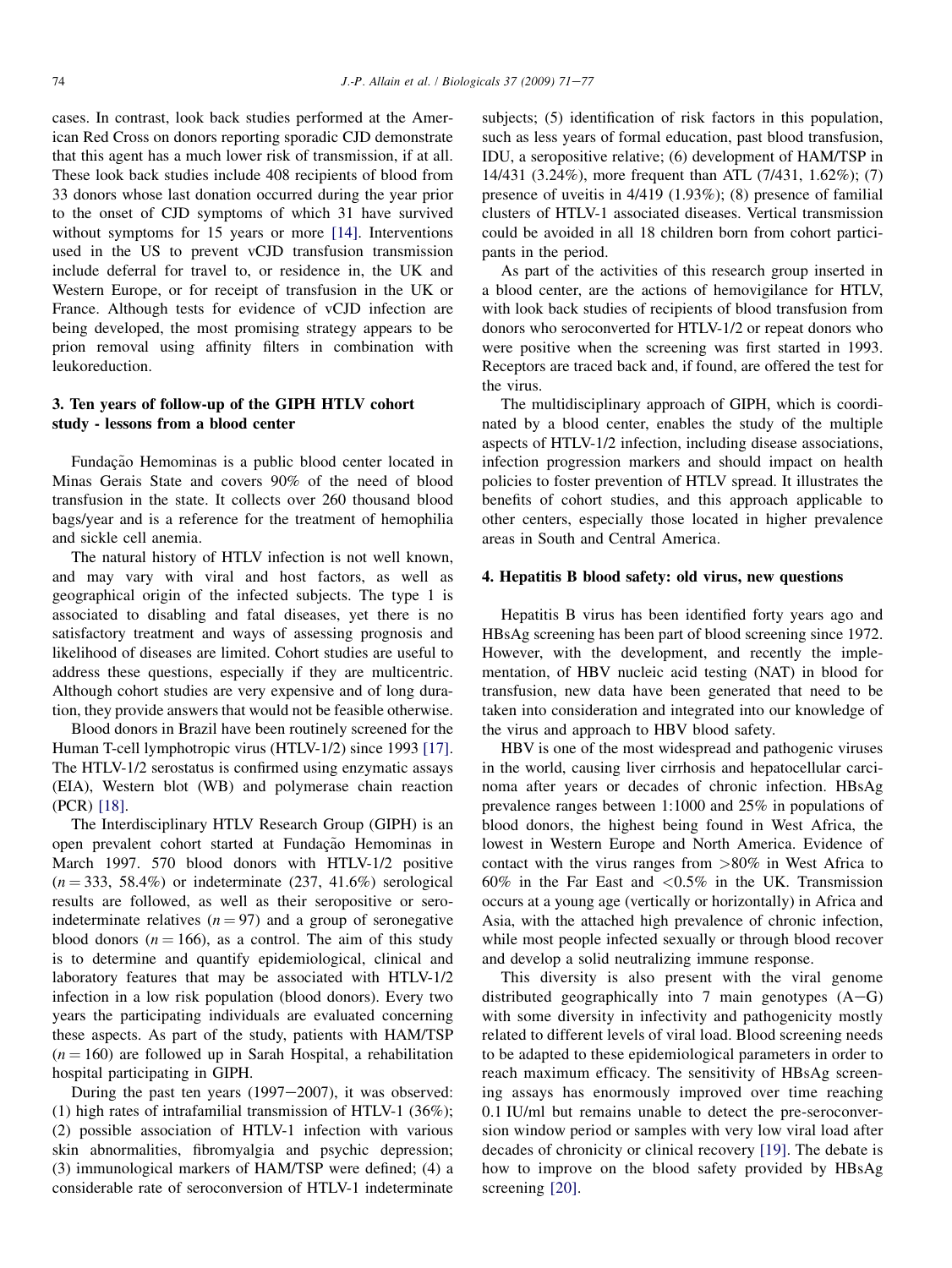cases. In contrast, look back studies performed at the American Red Cross on donors reporting sporadic CJD demonstrate that this agent has a much lower risk of transmission, if at all. These look back studies include 408 recipients of blood from 33 donors whose last donation occurred during the year prior to the onset of CJD symptoms of which 31 have survived without symptoms for 15 years or more [14]. Interventions used in the US to prevent vCJD transfusion transmission include deferral for travel to, or residence in, the UK and Western Europe, or for receipt of transfusion in the UK or France. Although tests for evidence of vCJD infection are being developed, the most promising strategy appears to be prion removal using affinity filters in combination with leukoreduction.

## 3. Ten years of follow-up of the GIPH HTLV cohort study - lessons from a blood center

Fundação Hemominas is a public blood center located in Minas Gerais State and covers 90% of the need of blood transfusion in the state. It collects over 260 thousand blood bags/year and is a reference for the treatment of hemophilia and sickle cell anemia.

The natural history of HTLV infection is not well known, and may vary with viral and host factors, as well as geographical origin of the infected subjects. The type 1 is associated to disabling and fatal diseases, yet there is no satisfactory treatment and ways of assessing prognosis and likelihood of diseases are limited. Cohort studies are useful to address these questions, especially if they are multicentric. Although cohort studies are very expensive and of long duration, they provide answers that would not be feasible otherwise.

Blood donors in Brazil have been routinely screened for the Human T-cell lymphotropic virus (HTLV-1/2) since 1993 [17]. The HTLV-1/2 serostatus is confirmed using enzymatic assays (EIA), Western blot (WB) and polymerase chain reaction (PCR) [18].

The Interdisciplinary HTLV Research Group (GIPH) is an open prevalent cohort started at Fundação Hemominas in March 1997. 570 blood donors with HTLV-1/2 positive ($n = 333$, 58.4%) or indeterminate (237, 41.6%) serological results are followed, as well as their seropositive or sero-indeterminate relatives ($n = 97$) and a group of seronegative blood donors ($n = 166$), as a control. The aim of this study is to determine and quantify epidemiological, clinical and laboratory features that may be associated with HTLV-1/2 infection in a low risk population (blood donors). Every two years the participating individuals are evaluated concerning these aspects. As part of the study, patients with HAM/TSP ($n = 160$) are followed up in Sarah Hospital, a rehabilitation hospital participating in GIPH.

During the past ten years (1997–2007), it was observed: (1) high rates of intrafamilial transmission of HTLV-1 (36%); (2) possible association of HTLV-1 infection with various skin abnormalities, fibromyalgia and psychic depression; (3) immunological markers of HAM/TSP were defined; (4) a considerable rate of seroconversion of HTLV-1 indeterminate subjects; (5) identification of risk factors in this population, such as less years of formal education, past blood transfusion, IDU, a seropositive relative; (6) development of HAM/TSP in 14/431 (3.24%), more frequent than ATL (7/431, 1.62%); (7) presence of uveitis in 4/419 (1.93%); (8) presence of familial clusters of HTLV-1 associated diseases. Vertical transmission could be avoided in all 18 children born from cohort participants in the period.

As part of the activities of this research group inserted in a blood center, are the actions of hemovigilance for HTLV, with look back studies of recipients of blood transfusion from donors who seroconverted for HTLV-1/2 or repeat donors who were positive when the screening was first started in 1993. Receptors are traced back and, if found, are offered the test for the virus.

The multidisciplinary approach of GIPH, which is coordinated by a blood center, enables the study of the multiple aspects of HTLV-1/2 infection, including disease associations, infection progression markers and should impact on health policies to foster prevention of HTLV spread. It illustrates the benefits of cohort studies, and this approach applicable to other centers, especially those located in higher prevalence areas in South and Central America.

## 4. Hepatitis B blood safety: old virus, new questions

Hepatitis B virus has been identified forty years ago and HBsAg screening has been part of blood screening since 1972. However, with the development, and recently the implementation, of HBV nucleic acid testing (NAT) in blood for transfusion, new data have been generated that need to be taken into consideration and integrated into our knowledge of the virus and approach to HBV blood safety.

HBV is one of the most widespread and pathogenic viruses in the world, causing liver cirrhosis and hepatocellular carcinoma after years or decades of chronic infection. HBsAg prevalence ranges between 1:1000 and 25% in populations of blood donors, the highest being found in West Africa, the lowest in Western Europe and North America. Evidence of contact with the virus ranges from >80% in West Africa to 60% in the Far East and <0.5% in the UK. Transmission occurs at a young age (vertically or horizontally) in Africa and Asia, with the attached high prevalence of chronic infection, while most people infected sexually or through blood recover and develop a solid neutralizing immune response.

This diversity is also present with the viral genome distributed geographically into 7 main genotypes (A–G) with some diversity in infectivity and pathogenicity mostly related to different levels of viral load. Blood screening needs to be adapted to these epidemiological parameters in order to reach maximum efficacy. The sensitivity of HBsAg screening assays has enormously improved over time reaching 0.1 IU/ml but remains unable to detect the pre-seroconversion window period or samples with very low viral load after decades of chronicity or clinical recovery [19]. The debate is how to improve on the blood safety provided by HBsAg screening [20].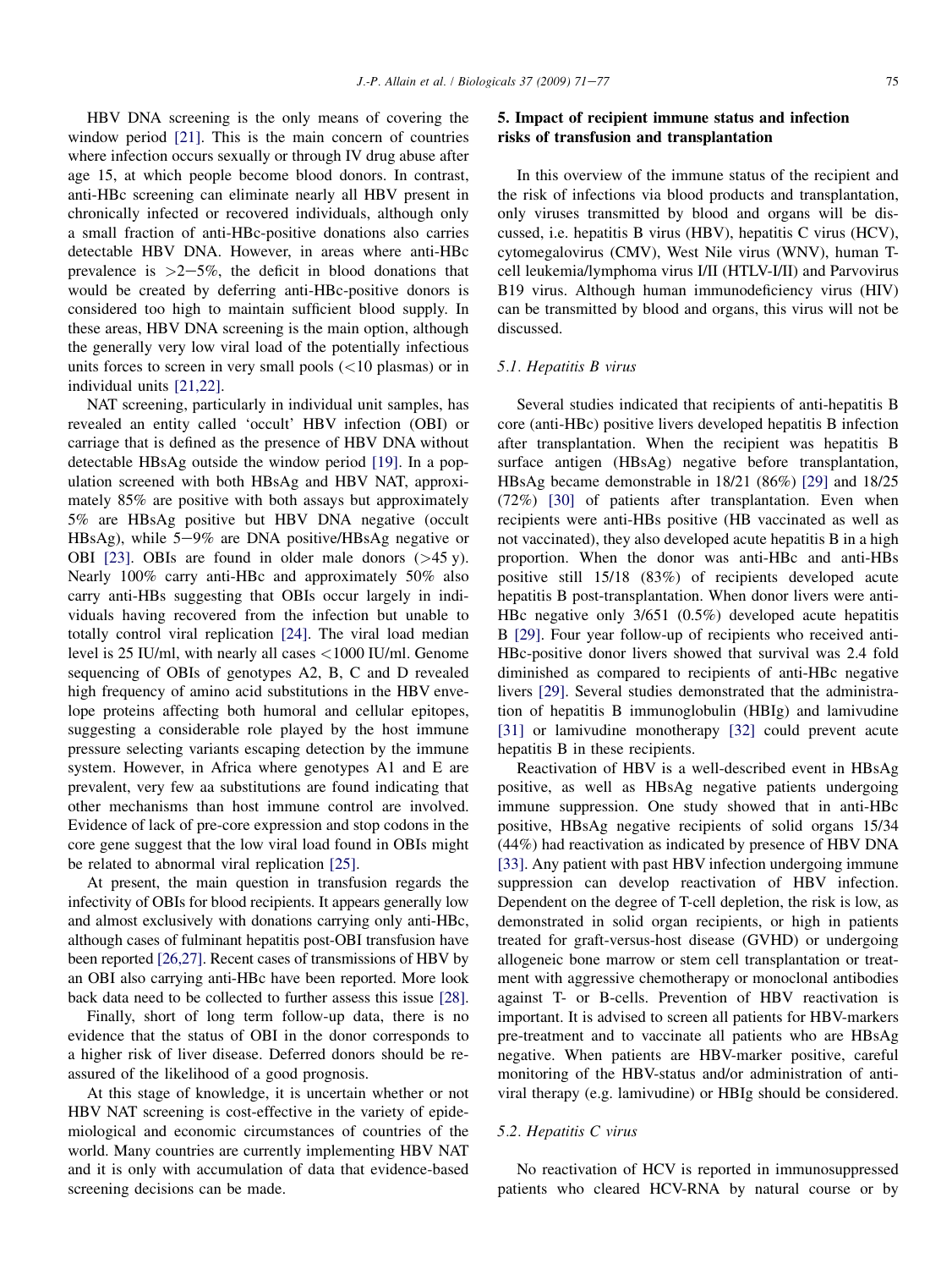HBV DNA screening is the only means of covering the window period [21]. This is the main concern of countries where infection occurs sexually or through IV drug abuse after age 15, at which people become blood donors. In contrast, anti-HBc screening can eliminate nearly all HBV present in chronically infected or recovered individuals, although only a small fraction of anti-HBc-positive donations also carries detectable HBV DNA. However, in areas where anti-HBc prevalence is >2–5%, the deficit in blood donations that would be created by deferring anti-HBc-positive donors is considered too high to maintain sufficient blood supply. In these areas, HBV DNA screening is the main option, although the generally very low viral load of the potentially infectious units forces to screen in very small pools (<10 plasmas) or in individual units [21,22].

NAT screening, particularly in individual unit samples, has revealed an entity called 'occult' HBV infection (OBI) or carriage that is defined as the presence of HBV DNA without detectable HBsAg outside the window period [19]. In a population screened with both HBsAg and HBV NAT, approximately 85% are positive with both assays but approximately 5% are HBsAg positive but HBV DNA negative (occult HBsAg), while 5–9% are DNA positive/HBsAg negative or OBI [23]. OBIs are found in older male donors (>45 y). Nearly 100% carry anti-HBc and approximately 50% also carry anti-HBs suggesting that OBIs occur largely in individuals having recovered from the infection but unable to totally control viral replication [24]. The viral load median level is 25 IU/ml, with nearly all cases <1000 IU/ml. Genome sequencing of OBIs of genotypes A2, B, C and D revealed high frequency of amino acid substitutions in the HBV envelope proteins affecting both humoral and cellular epitopes, suggesting a considerable role played by the host immune pressure selecting variants escaping detection by the immune system. However, in Africa where genotypes A1 and E are prevalent, very few aa substitutions are found indicating that other mechanisms than host immune control are involved. Evidence of lack of pre-core expression and stop codons in the core gene suggest that the low viral load found in OBIs might be related to abnormal viral replication [25].

At present, the main question in transfusion regards the infectivity of OBIs for blood recipients. It appears generally low and almost exclusively with donations carrying only anti-HBc, although cases of fulminant hepatitis post-OBI transfusion have been reported [26,27]. Recent cases of transmissions of HBV by an OBI also carrying anti-HBc have been reported. More look back data need to be collected to further assess this issue [28].

Finally, short of long term follow-up data, there is no evidence that the status of OBI in the donor corresponds to a higher risk of liver disease. Deferred donors should be reassured of the likelihood of a good prognosis.

At this stage of knowledge, it is uncertain whether or not HBV NAT screening is cost-effective in the variety of epidemiological and economic circumstances of countries of the world. Many countries are currently implementing HBV NAT and it is only with accumulation of data that evidence-based screening decisions can be made.

## 5. Impact of recipient immune status and infection risks of transfusion and transplantation

In this overview of the immune status of the recipient and the risk of infections via blood products and transplantation, only viruses transmitted by blood and organs will be discussed, i.e. hepatitis B virus (HBV), hepatitis C virus (HCV), cytomegalovirus (CMV), West Nile virus (WNV), human T-cell leukemia/lymphoma virus I/II (HTLV-I/II) and Parvovirus B19 virus. Although human immunodeficiency virus (HIV) can be transmitted by blood and organs, this virus will not be discussed.

### *5.1. Hepatitis B virus*

Several studies indicated that recipients of anti-hepatitis B core (anti-HBc) positive livers developed hepatitis B infection after transplantation. When the recipient was hepatitis B surface antigen (HBsAg) negative before transplantation, HBsAg became demonstrable in 18/21 (86%) [29] and 18/25 (72%) [30] of patients after transplantation. Even when recipients were anti-HBs positive (HB vaccinated as well as not vaccinated), they also developed acute hepatitis B in a high proportion. When the donor was anti-HBc and anti-HBs positive still 15/18 (83%) of recipients developed acute hepatitis B post-transplantation. When donor livers were anti-HBc negative only 3/651 (0.5%) developed acute hepatitis B [29]. Four year follow-up of recipients who received anti-HBc-positive donor livers showed that survival was 2.4 fold diminished as compared to recipients of anti-HBc negative livers [29]. Several studies demonstrated that the administration of hepatitis B immunoglobulin (HBIg) and lamivudine [31] or lamivudine monotherapy [32] could prevent acute hepatitis B in these recipients.

Reactivation of HBV is a well-described event in HBsAg positive, as well as HBsAg negative patients undergoing immune suppression. One study showed that in anti-HBc positive, HBsAg negative recipients of solid organs 15/34 (44%) had reactivation as indicated by presence of HBV DNA [33]. Any patient with past HBV infection undergoing immune suppression can develop reactivation of HBV infection. Dependent on the degree of T-cell depletion, the risk is low, as demonstrated in solid organ recipients, or high in patients treated for graft-versus-host disease (GVHD) or undergoing allogeneic bone marrow or stem cell transplantation or treatment with aggressive chemotherapy or monoclonal antibodies against T- or B-cells. Prevention of HBV reactivation is important. It is advised to screen all patients for HBV-markers pre-treatment and to vaccinate all patients who are HBsAg negative. When patients are HBV-marker positive, careful monitoring of the HBV-status and/or administration of antiviral therapy (e.g. lamivudine) or HBIg should be considered.

### *5.2. Hepatitis C virus*

No reactivation of HCV is reported in immunosuppressed patients who cleared HCV-RNA by natural course or by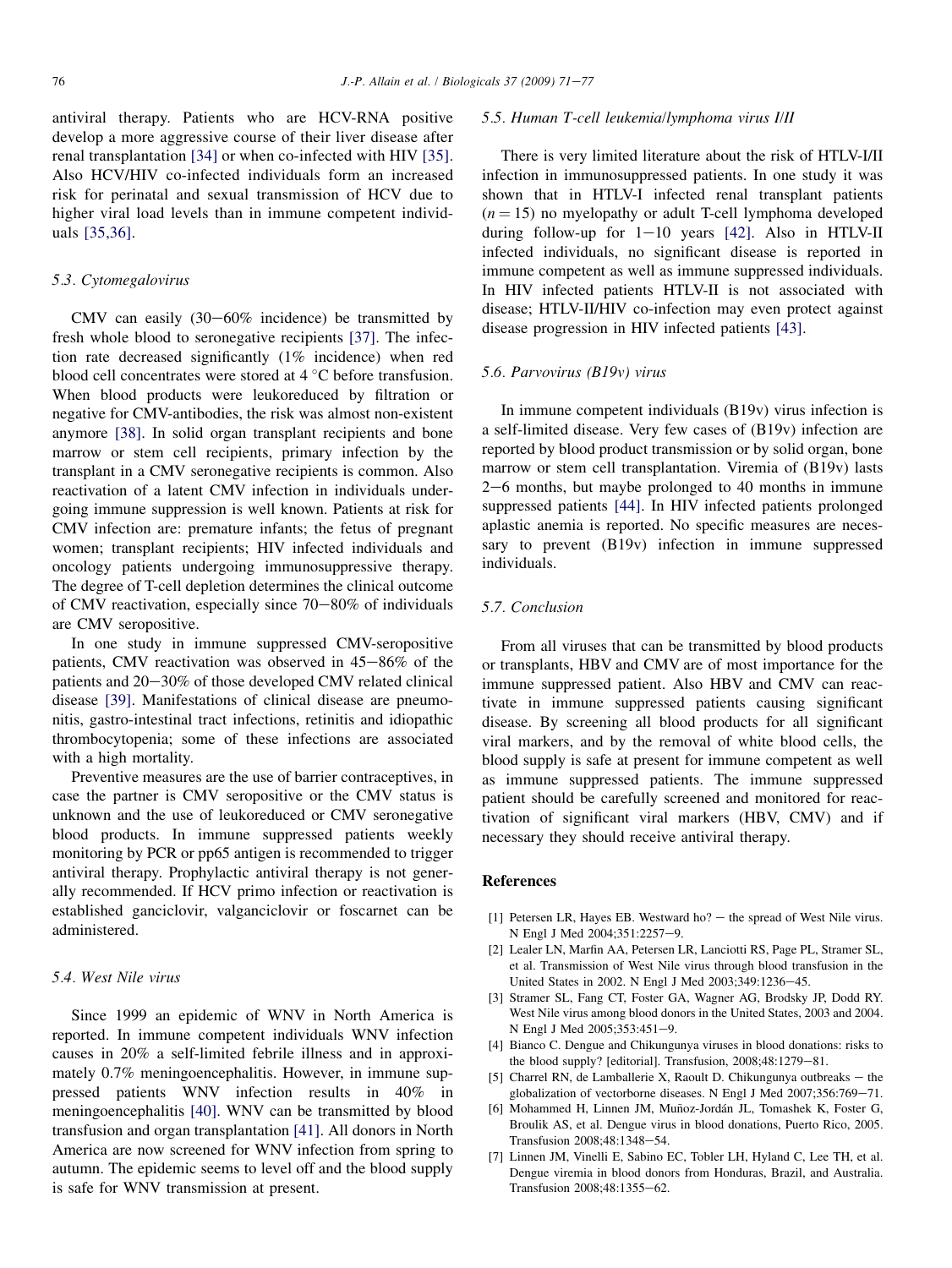antiviral therapy. Patients who are HCV-RNA positive develop a more aggressive course of their liver disease after renal transplantation [34] or when co-infected with HIV [35]. Also HCV/HIV co-infected individuals form an increased risk for perinatal and sexual transmission of HCV due to higher viral load levels than in immune competent individuals [35,36].

### 5.3. Cytomegalovirus

CMV can easily (30–60% incidence) be transmitted by fresh whole blood to seronegative recipients [37]. The infection rate decreased significantly (1% incidence) when red blood cell concentrates were stored at 4 °C before transfusion. When blood products were leukoreduced by filtration or negative for CMV-antibodies, the risk was almost non-existent anymore [38]. In solid organ transplant recipients and bone marrow or stem cell recipients, primary infection by the transplant in a CMV seronegative recipients is common. Also reactivation of a latent CMV infection in individuals undergoing immune suppression is well known. Patients at risk for CMV infection are: premature infants; the fetus of pregnant women; transplant recipients; HIV infected individuals and oncology patients undergoing immunosuppressive therapy. The degree of T-cell depletion determines the clinical outcome of CMV reactivation, especially since 70–80% of individuals are CMV seropositive.

In one study in immune suppressed CMV-seropositive patients, CMV reactivation was observed in 45–86% of the patients and 20–30% of those developed CMV related clinical disease [39]. Manifestations of clinical disease are pneumonitis, gastro-intestinal tract infections, retinitis and idiopathic thrombocytopenia; some of these infections are associated with a high mortality.

Preventive measures are the use of barrier contraceptives, in case the partner is CMV seropositive or the CMV status is unknown and the use of leukoreduced or CMV seronegative blood products. In immune suppressed patients weekly monitoring by PCR or pp65 antigen is recommended to trigger antiviral therapy. Prophylactic antiviral therapy is not generally recommended. If HCV primo infection or reactivation is established ganciclovir, valganciclovir or foscarnet can be administered.

### 5.4. West Nile virus

Since 1999 an epidemic of WNV in North America is reported. In immune competent individuals WNV infection causes in 20% a self-limited febrile illness and in approximately 0.7% meningoencephalitis. However, in immune suppressed patients WNV infection results in 40% in meningoencephalitis [40]. WNV can be transmitted by blood transfusion and organ transplantation [41]. All donors in North America are now screened for WNV infection from spring to autumn. The epidemic seems to level off and the blood supply is safe for WNV transmission at present.

### 5.5. Human T-cell leukemia/lymphoma virus I/II

There is very limited literature about the risk of HTLV-I/II infection in immunosuppressed patients. In one study it was shown that in HTLV-I infected renal transplant patients ($n = 15$) no myelopathy or adult T-cell lymphoma developed during follow-up for 1–10 years [42]. Also in HTLV-II infected individuals, no significant disease is reported in immune competent as well as immune suppressed individuals. In HIV infected patients HTLV-II is not associated with disease; HTLV-II/HIV co-infection may even protect against disease progression in HIV infected patients [43].

### 5.6. Parvovirus (B19v) virus

In immune competent individuals (B19v) virus infection is a self-limited disease. Very few cases of (B19v) infection are reported by blood product transmission or by solid organ, bone marrow or stem cell transplantation. Viremia of (B19v) lasts 2–6 months, but maybe prolonged to 40 months in immune suppressed patients [44]. In HIV infected patients prolonged aplastic anemia is reported. No specific measures are necessary to prevent (B19v) infection in immune suppressed individuals.

### 5.7. Conclusion

From all viruses that can be transmitted by blood products or transplants, HBV and CMV are of most importance for the immune suppressed patient. Also HBV and CMV can reactivate in immune suppressed patients causing significant disease. By screening all blood products for all significant viral markers, and by the removal of white blood cells, the blood supply is safe at present for immune competent as well as immune suppressed patients. The immune suppressed patient should be carefully screened and monitored for reactivation of significant viral markers (HBV, CMV) and if necessary they should receive antiviral therapy.

## References

[1] Petersen LR, Hayes EB. Westward ho? – the spread of West Nile virus. N Engl J Med 2004;351:2257–9.

[2] Lealer LN, Marfin AA, Petersen LR, Lanciotti RS, Page PL, Stramer SL, et al. Transmission of West Nile virus through blood transfusion in the United States in 2002. N Engl J Med 2003;349:1236–45.

[3] Stramer SL, Fang CT, Foster GA, Wagner AG, Brodsky JP, Dodd RY. West Nile virus among blood donors in the United States, 2003 and 2004. N Engl J Med 2005;353:451–9.

[4] Bianco C. Dengue and Chikungunya viruses in blood donations: risks to the blood supply? [editorial]. Transfusion, 2008;48:1279–81.

[5] Charrel RN, de Lamballerie X, Raoult D. Chikungunya outbreaks – the globalization of vectorborne diseases. N Engl J Med 2007;356:769–71.

[6] Mohammed H, Linnen JM, Muñoz-Jordán JL, Tomashek K, Foster G, Broulik AS, et al. Dengue virus in blood donations, Puerto Rico, 2005. Transfusion 2008;48:1348–54.

[7] Linnen JM, Vinelli E, Sabino EC, Tobler LH, Hyland C, Lee TH, et al. Dengue viremia in blood donors from Honduras, Brazil, and Australia. Transfusion 2008;48:1355–62.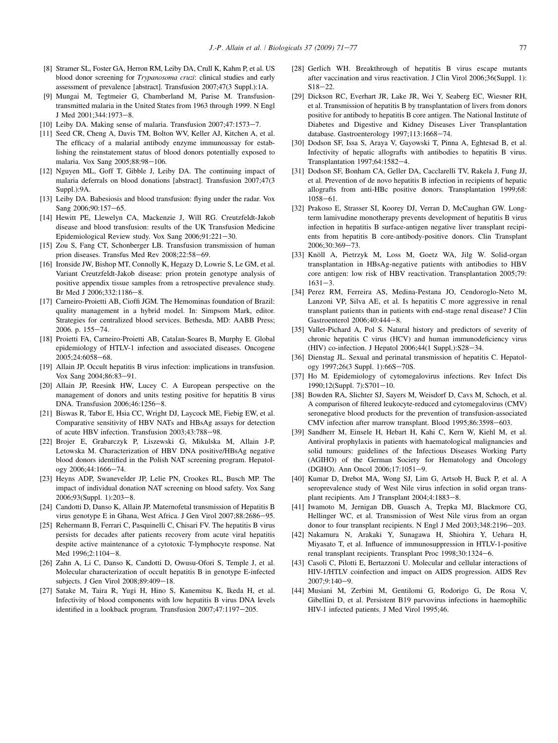[8] Stramer SL, Foster GA, Herron RM, Leiby DA, Crull K, Kahm P, et al. US blood donor screening for *Trypanosoma cruzi*: clinical studies and early assessment of prevalence [abstract]. Transfusion 2007;47(3 Suppl.):1A.

[9] Mungai M, Tegtmeier G, Chamberland M, Parise M. Transfusion-transmitted malaria in the United States from 1963 through 1999. N Engl J Med 2001;344:1973–8.

[10] Leiby DA. Making sense of malaria. Transfusion 2007;47:1573–7.

[11] Seed CR, Cheng A, Davis TM, Bolton WV, Keller AJ, Kitchen A, et al. The efficacy of a malarial antibody enzyme immunoassay for establishing the reinstatement status of blood donors potentially exposed to malaria. Vox Sang 2005;88:98–106.

[12] Nguyen ML, Goff T, Gibble J, Leiby DA. The continuing impact of malaria deferrals on blood donations [abstract]. Transfusion 2007;47(3 Suppl.):9A.

[13] Leiby DA. Babesiosis and blood transfusion: flying under the radar. Vox Sang 2006;90:157–65.

[14] Hewitt PE, Llewelyn CA, Mackenzie J, Will RG. Creutzfeldt-Jakob disease and blood transfusion: results of the UK Transfusion Medicine Epidemiological Review study. Vox Sang 2006;91:221–30.

[15] Zou S, Fang CT, Schonberger LB. Transfusion transmission of human prion diseases. Transfus Med Rev 2008;22:58–69.

[16] Ironside JW, Bishop MT, Connolly K, Hegazy D, Lowrie S, Le GM, et al. Variant Creutzfeldt-Jakob disease: prion protein genotype analysis of positive appendix tissue samples from a retrospective prevalence study. Br Med J 2006;332:1186–8.

[17] Carneiro-Proietti AB, Cioffi JGM. The Hemominas foundation of Brazil: quality management in a hybrid model. In: Simpsom Mark, editor. Strategies for centralized blood services. Bethesda, MD: AABB Press; 2006. p. 155–74.

[18] Proietti FA, Carneiro-Proietti AB, Catalan-Soares B, Murphy E. Global epidemiology of HTLV-1 infection and associated diseases. Oncogene 2005;24:6058–68.

[19] Allain JP. Occult hepatitis B virus infection: implications in transfusion. Vox Sang 2004;86:83–91.

[20] Allain JP, Reesink HW, Lucey C. A European perspective on the management of donors and units testing positive for hepatitis B virus DNA. Transfusion 2006;46:1256–8.

[21] Biswas R, Tabor E, Hsia CC, Wright DJ, Laycock ME, Fiebig EW, et al. Comparative sensitivity of HBV NATs and HBsAg assays for detection of acute HBV infection. Transfusion 2003;43:788–98.

[22] Brojer E, Grabarczyk P, Liszewski G, Mikulska M, Allain J-P, Letowska M. Characterization of HBV DNA positive/HBsAg negative blood donors identified in the Polish NAT screening program. Hepatology 2006;44:1666–74.

[23] Heyns ADP, Swanevelder JP, Lelie PN, Crookes RL, Busch MP. The impact of individual donation NAT screening on blood safety. Vox Sang 2006;93(Suppl. 1):203–8.

[24] Candotti D, Danso K, Allain JP. Maternofetal transmission of Hepatitis B virus genotype E in Ghana, West Africa. J Gen Virol 2007;88:2686–95.

[25] Rehermann B, Ferrari C, Pasquinelli C, Chisari FV. The hepatitis B virus persists for decades after patients recovery from acute viral hepatitis despite active maintenance of a cytotoxic T-lymphocyte response. Nat Med 1996;2:1104–8.

[26] Zahn A, Li C, Danso K, Candotti D, Owusu-Ofori S, Temple J, et al. Molecular characterization of occult hepatitis B in genotype E-infected subjects. J Gen Virol 2008;89:409–18.

[27] Satake M, Taira R, Yugi H, Hino S, Kanemitsu K, Ikeda H, et al. Infectivity of blood components with low hepatitis B virus DNA levels identified in a lookback program. Transfusion 2007;47:1197–205.

[28] Gerlich WH. Breakthrough of hepatitis B virus escape mutants after vaccination and virus reactivation. J Clin Virol 2006;36(Suppl. 1): S18–22.

[29] Dickson RC, Everhart JR, Lake JR, Wei Y, Seaberg EC, Wiesner RH, et al. Transmission of hepatitis B by transplantation of livers from donors positive for antibody to hepatitis B core antigen. The National Institute of Diabetes and Digestive and Kidney Diseases Liver Transplantation database. Gastroenterology 1997;113:1668–74.

[30] Dodson SF, Issa S, Araya V, Gayowski T, Pinna A, Eghtesad B, et al. Infectivity of hepatic allografts with antibodies to hepatitis B virus. Transplantation 1997;64:1582–4.

[31] Dodson SF, Bonham CA, Geller DA, Cacclarelli TV, Rakela J, Fung JJ, et al. Prevention of de novo hepatitis B infection in recipients of hepatic allografts from anti-HBc positive donors. Transplantation 1999;68: 1058–61.

[32] Prakoso E, Strasser SI, Koorey DJ, Verran D, McCaughan GW. Long-term lamivudine monotherapy prevents development of hepatitis B virus infection in hepatitis B surface-antigen negative liver transplant recipients from hepatitis B core-antibody-positive donors. Clin Transplant 2006;30:369–73.

[33] Knöll A, Pietrzyk M, Loss M, Goetz WA, Jilg W. Solid-organ transplantation in HBsAg-negative patients with antibodies to HBV core antigen: low risk of HBV reactivation. Transplantation 2005;79: 1631–3.

[34] Perez RM, Ferreira AS, Medina-Pestana JO, Cendoroglo-Neto M, Lanzoni VP, Silva AE, et al. Is hepatitis C more aggressive in renal transplant patients than in patients with end-stage renal disease? J Clin Gastroenterol 2006;40:444–8.

[35] Vallet-Pichard A, Pol S. Natural history and predictors of severity of chronic hepatitis C virus (HCV) and human immunodeficiency virus (HIV) co-infection. J Hepatol 2006;44(1 Suppl.):S28–34.

[36] Dienstag JL. Sexual and perinatal transmission of hepatitis C. Hepatology 1997;26(3 Suppl. 1):66S–70S.

[37] Ho M. Epidemiology of cytomegalovirus infections. Rev Infect Dis 1990;12(Suppl. 7):S701–10.

[38] Bowden RA, Slichter SJ, Sayers M, Weisdorf D, Cavs M, Schoch, et al. A comparison of filtered leukocyte-reduced and cytomegalovirus (CMV) seronegative blood products for the prevention of transfusion-associated CMV infection after marrow transplant. Blood 1995;86:3598–603.

[39] Sandherr M, Einsele H, Hebart H, Kahi C, Kern W, Kiehl M, et al. Antiviral prophylaxis in patients with haematological malignancies and solid tumours: guidelines of the Infectious Diseases Working Party (AGIHO) of the German Society for Hematology and Oncology (DGHO). Ann Oncol 2006;17:1051–9.

[40] Kumar D, Drebot MA, Wong SJ, Lim G, Artsob H, Buck P, et al. A seroprevalence study of West Nile virus infection in solid organ transplant recipients. Am J Transplant 2004;4:1883–8.

[41] Iwamoto M, Jernigan DB, Guasch A, Trepka MJ, Blackmore CG, Hellinger WC, et al. Transmission of West Nile virus from an organ donor to four transplant recipients. N Engl J Med 2003;348:2196–203.

[42] Nakamura N, Arakaki Y, Sunagawa H, Shiohira Y, Uehara H, Miyasato T, et al. Influence of immunosuppression in HTLV-1-positive renal transplant recipients. Transplant Proc 1998;30:1324–6.

[43] Casoli C, Pilotti E, Bertazzoni U. Molecular and cellular interactions of HIV-1/HTLV coinfection and impact on AIDS progression. AIDS Rev 2007;9:140–9.

[44] Musiani M, Zerbini M, Gentilomi G, Rodorigo G, De Rosa V, Gibellini D, et al. Persistent B19 parvovirus infections in haemophilic HIV-1 infected patients. J Med Virol 1995;46.